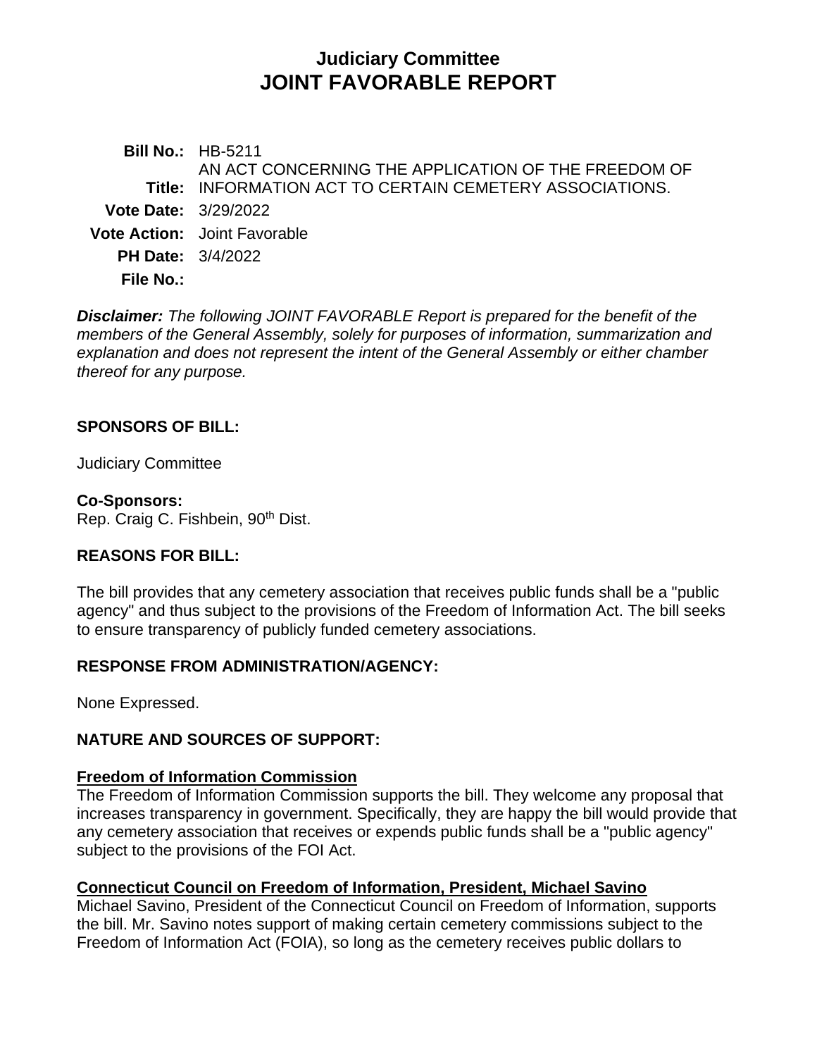# Judiciary Committee
# JOINT FAVORABLE REPORT

**Bill No.:** HB-5211

**Title:** AN ACT CONCERNING THE APPLICATION OF THE FREEDOM OF INFORMATION ACT TO CERTAIN CEMETERY ASSOCIATIONS.

**Vote Date:** 3/29/2022

**Vote Action:** Joint Favorable

**PH Date:** 3/4/2022

**File No.:**

***Disclaimer:*** *The following JOINT FAVORABLE Report is prepared for the benefit of the members of the General Assembly, solely for purposes of information, summarization and explanation and does not represent the intent of the General Assembly or either chamber thereof for any purpose.*

## SPONSORS OF BILL:

Judiciary Committee

**Co-Sponsors:**
Rep. Craig C. Fishbein, 90th Dist.

## REASONS FOR BILL:

The bill provides that any cemetery association that receives public funds shall be a "public agency" and thus subject to the provisions of the Freedom of Information Act. The bill seeks to ensure transparency of publicly funded cemetery associations.

## RESPONSE FROM ADMINISTRATION/AGENCY:

None Expressed.

## NATURE AND SOURCES OF SUPPORT:

**Freedom of Information Commission**

The Freedom of Information Commission supports the bill. They welcome any proposal that increases transparency in government. Specifically, they are happy the bill would provide that any cemetery association that receives or expends public funds shall be a "public agency" subject to the provisions of the FOI Act.

**Connecticut Council on Freedom of Information, President, Michael Savino**

Michael Savino, President of the Connecticut Council on Freedom of Information, supports the bill. Mr. Savino notes support of making certain cemetery commissions subject to the Freedom of Information Act (FOIA), so long as the cemetery receives public dollars to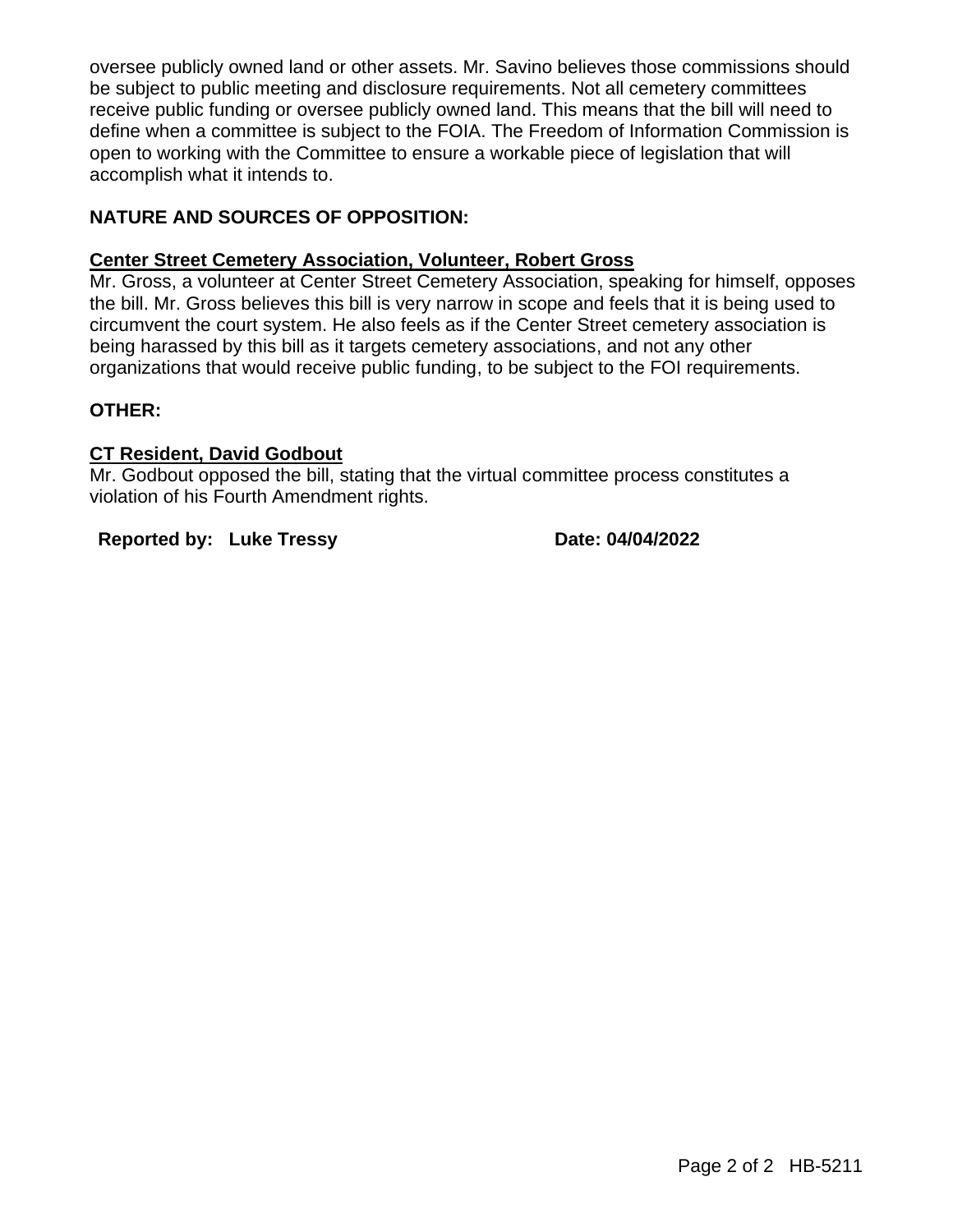oversee publicly owned land or other assets. Mr. Savino believes those commissions should be subject to public meeting and disclosure requirements. Not all cemetery committees receive public funding or oversee publicly owned land. This means that the bill will need to define when a committee is subject to the FOIA. The Freedom of Information Commission is open to working with the Committee to ensure a workable piece of legislation that will accomplish what it intends to.

**NATURE AND SOURCES OF OPPOSITION:**

**Center Street Cemetery Association, Volunteer, Robert Gross**

Mr. Gross, a volunteer at Center Street Cemetery Association, speaking for himself, opposes the bill. Mr. Gross believes this bill is very narrow in scope and feels that it is being used to circumvent the court system. He also feels as if the Center Street cemetery association is being harassed by this bill as it targets cemetery associations, and not any other organizations that would receive public funding, to be subject to the FOI requirements.

**OTHER:**

**CT Resident, David Godbout**

Mr. Godbout opposed the bill, stating that the virtual committee process constitutes a violation of his Fourth Amendment rights.

**Reported by: Luke Tressy** **Date: 04/04/2022**